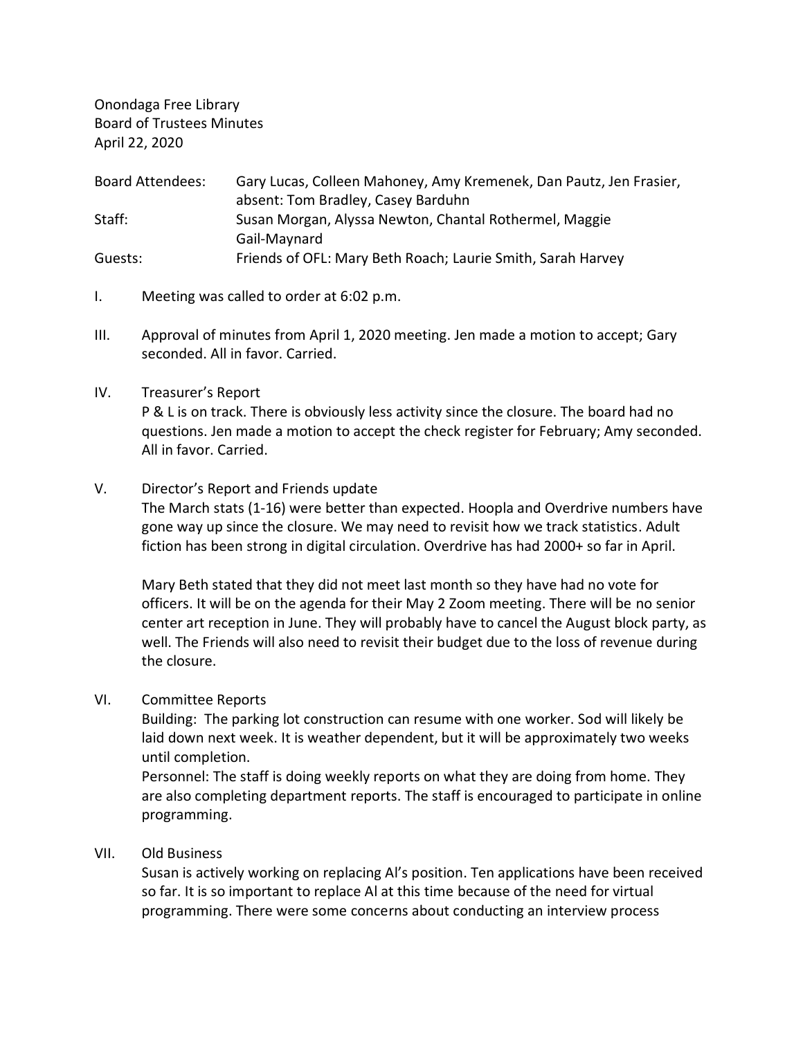Onondaga Free Library
Board of Trustees Minutes
April 22, 2020

| | |
|---|---|
| Board Attendees: | Gary Lucas, Colleen Mahoney, Amy Kremenek, Dan Pautz, Jen Frasier, absent: Tom Bradley, Casey Barduhn |
| Staff: | Susan Morgan, Alyssa Newton, Chantal Rothermel, Maggie Gail-Maynard |
| Guests: | Friends of OFL: Mary Beth Roach; Laurie Smith, Sarah Harvey |

I. Meeting was called to order at 6:02 p.m.

III. Approval of minutes from April 1, 2020 meeting. Jen made a motion to accept; Gary seconded. All in favor. Carried.

IV. Treasurer's Report

P & L is on track. There is obviously less activity since the closure. The board had no questions. Jen made a motion to accept the check register for February; Amy seconded. All in favor. Carried.

V. Director's Report and Friends update

The March stats (1-16) were better than expected. Hoopla and Overdrive numbers have gone way up since the closure. We may need to revisit how we track statistics. Adult fiction has been strong in digital circulation. Overdrive has had 2000+ so far in April.

Mary Beth stated that they did not meet last month so they have had no vote for officers. It will be on the agenda for their May 2 Zoom meeting. There will be no senior center art reception in June. They will probably have to cancel the August block party, as well. The Friends will also need to revisit their budget due to the loss of revenue during the closure.

VI. Committee Reports

Building: The parking lot construction can resume with one worker. Sod will likely be laid down next week. It is weather dependent, but it will be approximately two weeks until completion.

Personnel: The staff is doing weekly reports on what they are doing from home. They are also completing department reports. The staff is encouraged to participate in online programming.

VII. Old Business

Susan is actively working on replacing Al's position. Ten applications have been received so far. It is so important to replace Al at this time because of the need for virtual programming. There were some concerns about conducting an interview process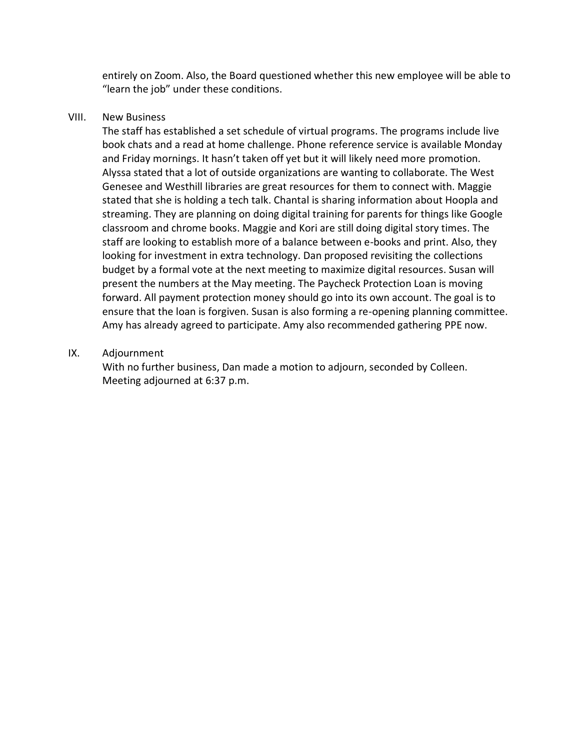entirely on Zoom. Also, the Board questioned whether this new employee will be able to "learn the job" under these conditions.

## VIII. New Business

The staff has established a set schedule of virtual programs. The programs include live book chats and a read at home challenge. Phone reference service is available Monday and Friday mornings. It hasn't taken off yet but it will likely need more promotion. Alyssa stated that a lot of outside organizations are wanting to collaborate. The West Genesee and Westhill libraries are great resources for them to connect with. Maggie stated that she is holding a tech talk. Chantal is sharing information about Hoopla and streaming. They are planning on doing digital training for parents for things like Google classroom and chrome books. Maggie and Kori are still doing digital story times. The staff are looking to establish more of a balance between e-books and print. Also, they looking for investment in extra technology. Dan proposed revisiting the collections budget by a formal vote at the next meeting to maximize digital resources. Susan will present the numbers at the May meeting. The Paycheck Protection Loan is moving forward. All payment protection money should go into its own account. The goal is to ensure that the loan is forgiven. Susan is also forming a re-opening planning committee. Amy has already agreed to participate. Amy also recommended gathering PPE now.

## IX. Adjournment

With no further business, Dan made a motion to adjourn, seconded by Colleen. Meeting adjourned at 6:37 p.m.